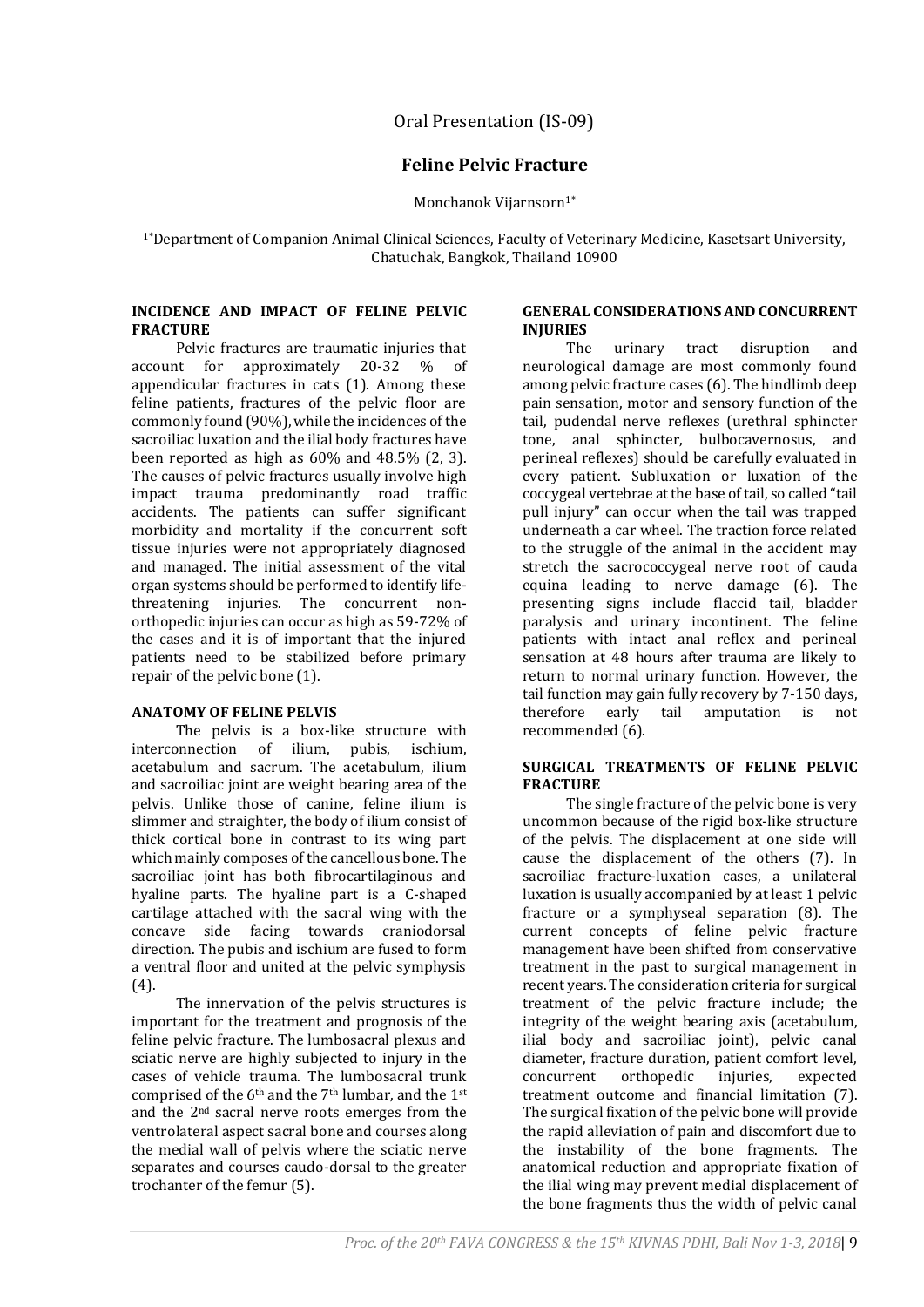Oral Presentation (IS-09)

# Feline Pelvic Fracture

Monchanok Vijarnsorn[1*]

[1*]Department of Companion Animal Clinical Sciences, Faculty of Veterinary Medicine, Kasetsart University, Chatuchak, Bangkok, Thailand 10900

## INCIDENCE AND IMPACT OF FELINE PELVIC FRACTURE

Pelvic fractures are traumatic injuries that account for approximately 20-32 % of appendicular fractures in cats (1). Among these feline patients, fractures of the pelvic floor are commonly found (90%), while the incidences of the sacroiliac luxation and the ilial body fractures have been reported as high as 60% and 48.5% (2, 3). The causes of pelvic fractures usually involve high impact trauma predominantly road traffic accidents. The patients can suffer significant morbidity and mortality if the concurrent soft tissue injuries were not appropriately diagnosed and managed. The initial assessment of the vital organ systems should be performed to identify life-threatening injuries. The concurrent non-orthopedic injuries can occur as high as 59-72% of the cases and it is of important that the injured patients need to be stabilized before primary repair of the pelvic bone (1).

## ANATOMY OF FELINE PELVIS

The pelvis is a box-like structure with interconnection of ilium, pubis, ischium, acetabulum and sacrum. The acetabulum, ilium and sacroiliac joint are weight bearing area of the pelvis. Unlike those of canine, feline ilium is slimmer and straighter, the body of ilium consist of thick cortical bone in contrast to its wing part which mainly composes of the cancellous bone. The sacroiliac joint has both fibrocartilaginous and hyaline parts. The hyaline part is a C-shaped cartilage attached with the sacral wing with the concave side facing towards craniodorsal direction. The pubis and ischium are fused to form a ventral floor and united at the pelvic symphysis (4).

The innervation of the pelvis structures is important for the treatment and prognosis of the feline pelvic fracture. The lumbosacral plexus and sciatic nerve are highly subjected to injury in the cases of vehicle trauma. The lumbosacral trunk comprised of the 6th and the 7th lumbar, and the 1st and the 2nd sacral nerve roots emerges from the ventrolateral aspect sacral bone and courses along the medial wall of pelvis where the sciatic nerve separates and courses caudo-dorsal to the greater trochanter of the femur (5).

## GENERAL CONSIDERATIONS AND CONCURRENT INJURIES

The urinary tract disruption and neurological damage are most commonly found among pelvic fracture cases (6). The hindlimb deep pain sensation, motor and sensory function of the tail, pudendal nerve reflexes (urethral sphincter tone, anal sphincter, bulbocavernosus, and perineal reflexes) should be carefully evaluated in every patient. Subluxation or luxation of the coccygeal vertebrae at the base of tail, so called "tail pull injury" can occur when the tail was trapped underneath a car wheel. The traction force related to the struggle of the animal in the accident may stretch the sacrococcygeal nerve root of cauda equina leading to nerve damage (6). The presenting signs include flaccid tail, bladder paralysis and urinary incontinent. The feline patients with intact anal reflex and perineal sensation at 48 hours after trauma are likely to return to normal urinary function. However, the tail function may gain fully recovery by 7-150 days, therefore early tail amputation is not recommended (6).

## SURGICAL TREATMENTS OF FELINE PELVIC FRACTURE

The single fracture of the pelvic bone is very uncommon because of the rigid box-like structure of the pelvis. The displacement at one side will cause the displacement of the others (7). In sacroiliac fracture-luxation cases, a unilateral luxation is usually accompanied by at least 1 pelvic fracture or a symphyseal separation (8). The current concepts of feline pelvic fracture management have been shifted from conservative treatment in the past to surgical management in recent years. The consideration criteria for surgical treatment of the pelvic fracture include; the integrity of the weight bearing axis (acetabulum, ilial body and sacroiliac joint), pelvic canal diameter, fracture duration, patient comfort level, concurrent orthopedic injuries, expected treatment outcome and financial limitation (7). The surgical fixation of the pelvic bone will provide the rapid alleviation of pain and discomfort due to the instability of the bone fragments. The anatomical reduction and appropriate fixation of the ilial wing may prevent medial displacement of the bone fragments thus the width of pelvic canal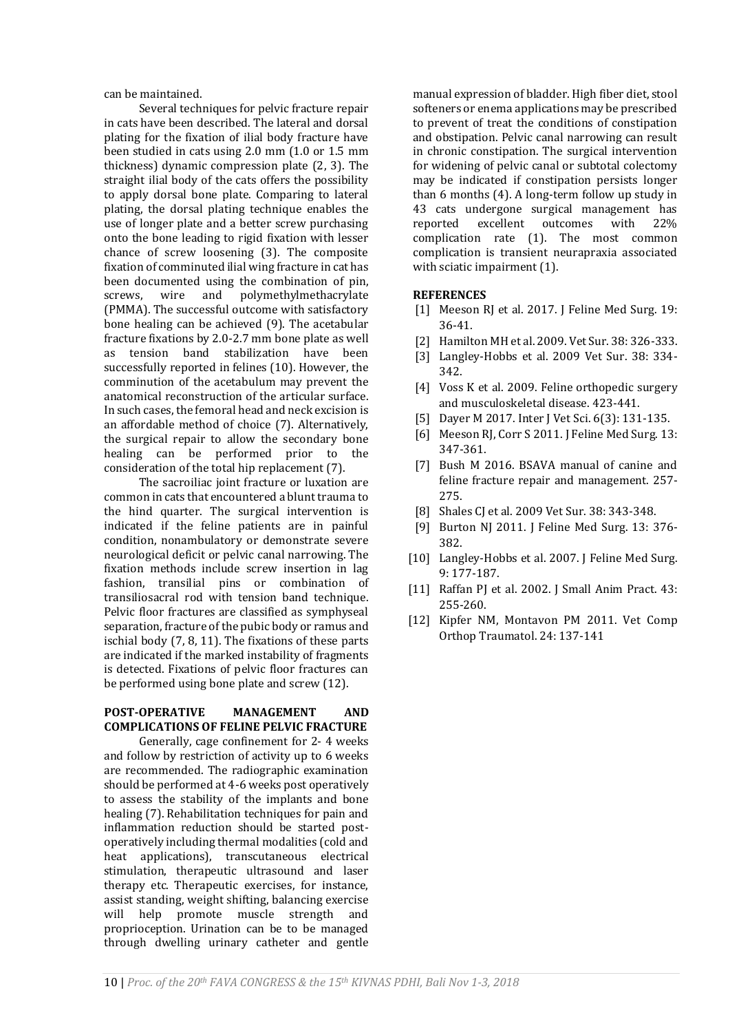can be maintained.

Several techniques for pelvic fracture repair in cats have been described. The lateral and dorsal plating for the fixation of ilial body fracture have been studied in cats using 2.0 mm (1.0 or 1.5 mm thickness) dynamic compression plate (2, 3). The straight ilial body of the cats offers the possibility to apply dorsal bone plate. Comparing to lateral plating, the dorsal plating technique enables the use of longer plate and a better screw purchasing onto the bone leading to rigid fixation with lesser chance of screw loosening (3). The composite fixation of comminuted ilial wing fracture in cat has been documented using the combination of pin, screws, wire and polymethylmethacrylate (PMMA). The successful outcome with satisfactory bone healing can be achieved (9). The acetabular fracture fixations by 2.0-2.7 mm bone plate as well as tension band stabilization have been successfully reported in felines (10). However, the comminution of the acetabulum may prevent the anatomical reconstruction of the articular surface. In such cases, the femoral head and neck excision is an affordable method of choice (7). Alternatively, the surgical repair to allow the secondary bone healing can be performed prior to the consideration of the total hip replacement (7).

The sacroiliac joint fracture or luxation are common in cats that encountered a blunt trauma to the hind quarter. The surgical intervention is indicated if the feline patients are in painful condition, nonambulatory or demonstrate severe neurological deficit or pelvic canal narrowing. The fixation methods include screw insertion in lag fashion, transilial pins or combination of transiliosacral rod with tension band technique. Pelvic floor fractures are classified as symphyseal separation, fracture of the pubic body or ramus and ischial body (7, 8, 11). The fixations of these parts are indicated if the marked instability of fragments is detected. Fixations of pelvic floor fractures can be performed using bone plate and screw (12).

## POST-OPERATIVE MANAGEMENT AND COMPLICATIONS OF FELINE PELVIC FRACTURE

Generally, cage confinement for 2- 4 weeks and follow by restriction of activity up to 6 weeks are recommended. The radiographic examination should be performed at 4-6 weeks post operatively to assess the stability of the implants and bone healing (7). Rehabilitation techniques for pain and inflammation reduction should be started post-operatively including thermal modalities (cold and heat applications), transcutaneous electrical stimulation, therapeutic ultrasound and laser therapy etc. Therapeutic exercises, for instance, assist standing, weight shifting, balancing exercise will help promote muscle strength and proprioception. Urination can be to be managed through dwelling urinary catheter and gentle manual expression of bladder. High fiber diet, stool softeners or enema applications may be prescribed to prevent of treat the conditions of constipation and obstipation. Pelvic canal narrowing can result in chronic constipation. The surgical intervention for widening of pelvic canal or subtotal colectomy may be indicated if constipation persists longer than 6 months (4). A long-term follow up study in 43 cats undergone surgical management has reported excellent outcomes with 22% complication rate (1). The most common complication is transient neurapraxia associated with sciatic impairment (1).

## REFERENCES

[1] Meeson RJ et al. 2017. J Feline Med Surg. 19: 36-41.

[2] Hamilton MH et al. 2009. Vet Sur. 38: 326-333.

[3] Langley-Hobbs et al. 2009 Vet Sur. 38: 334-342.

[4] Voss K et al. 2009. Feline orthopedic surgery and musculoskeletal disease. 423-441.

[5] Dayer M 2017. Inter J Vet Sci. 6(3): 131-135.

[6] Meeson RJ, Corr S 2011. J Feline Med Surg. 13: 347-361.

[7] Bush M 2016. BSAVA manual of canine and feline fracture repair and management. 257-275.

[8] Shales CJ et al. 2009 Vet Sur. 38: 343-348.

[9] Burton NJ 2011. J Feline Med Surg. 13: 376-382.

[10] Langley-Hobbs et al. 2007. J Feline Med Surg. 9: 177-187.

[11] Raffan PJ et al. 2002. J Small Anim Pract. 43: 255-260.

[12] Kipfer NM, Montavon PM 2011. Vet Comp Orthop Traumatol. 24: 137-141